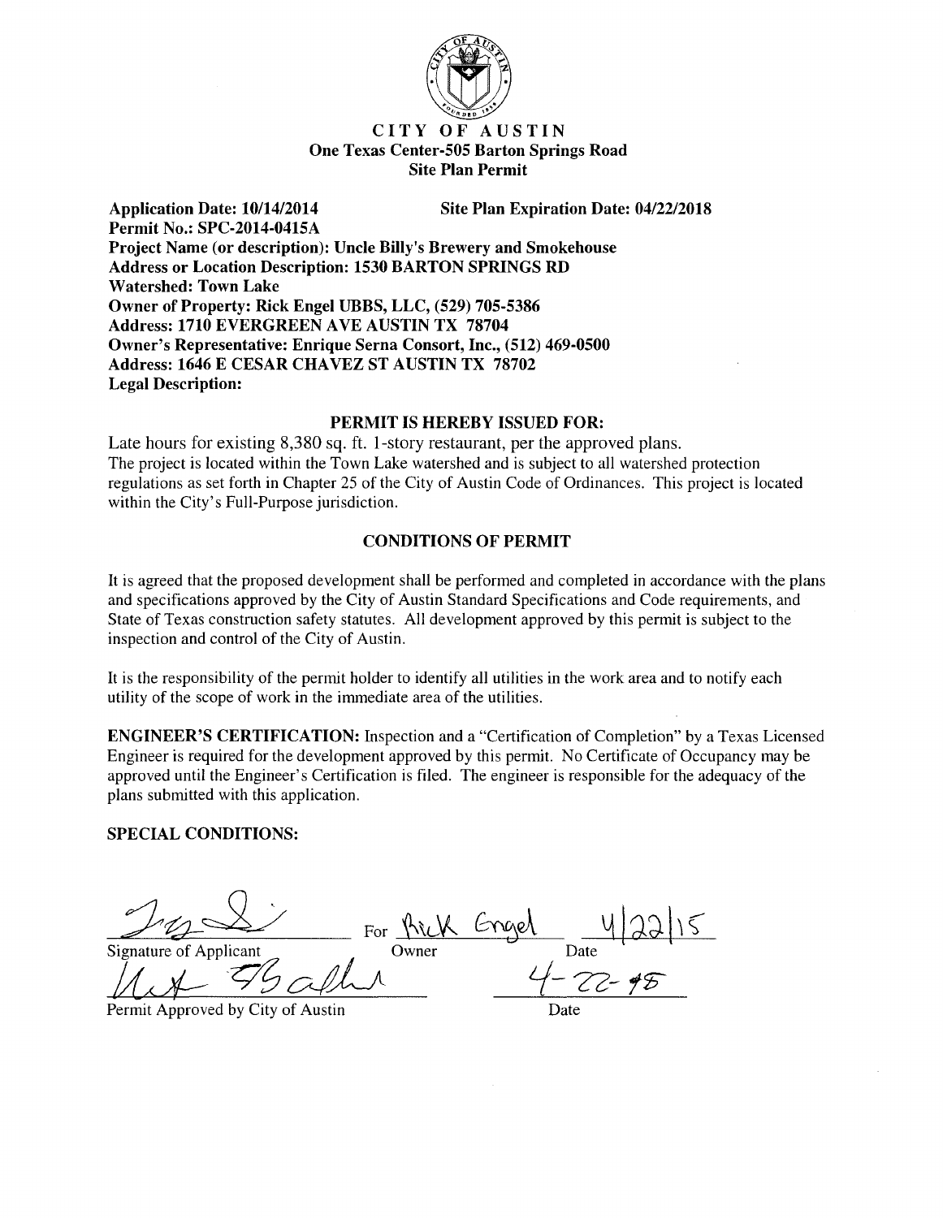# CITY OF AUSTIN

**One Texas Center-505 Barton Springs Road**

**Site Plan Permit**

**Application Date: 10/14/2014** **Site Plan Expiration Date: 04/22/2018**

**Permit No.: SPC-2014-0415A**

**Project Name (or description): Uncle Billy's Brewery and Smokehouse**

**Address or Location Description: 1530 BARTON SPRINGS RD**

**Watershed: Town Lake**

**Owner of Property: Rick Engel UBBS, LLC, (529) 705-5386**

**Address: 1710 EVERGREEN AVE AUSTIN TX 78704**

**Owner's Representative: Enrique Serna Consort, Inc., (512) 469-0500**

**Address: 1646 E CESAR CHAVEZ ST AUSTIN TX 78702**

**Legal Description:**

## PERMIT IS HEREBY ISSUED FOR:

Late hours for existing 8,380 sq. ft. 1-story restaurant, per the approved plans.
The project is located within the Town Lake watershed and is subject to all watershed protection regulations as set forth in Chapter 25 of the City of Austin Code of Ordinances. This project is located within the City's Full-Purpose jurisdiction.

## CONDITIONS OF PERMIT

It is agreed that the proposed development shall be performed and completed in accordance with the plans and specifications approved by the City of Austin Standard Specifications and Code requirements, and State of Texas construction safety statutes. All development approved by this permit is subject to the inspection and control of the City of Austin.

It is the responsibility of the permit holder to identify all utilities in the work area and to notify each utility of the scope of work in the immediate area of the utilities.

**ENGINEER'S CERTIFICATION:** Inspection and a "Certification of Completion" by a Texas Licensed Engineer is required for the development approved by this permit. No Certificate of Occupancy may be approved until the Engineer's Certification is filed. The engineer is responsible for the adequacy of the plans submitted with this application.

**SPECIAL CONDITIONS:**

[signature] For Rick Engel — 4/22/15

Signature of Applicant — Owner — Date

[signature] — 4-22-15

Permit Approved by City of Austin — Date